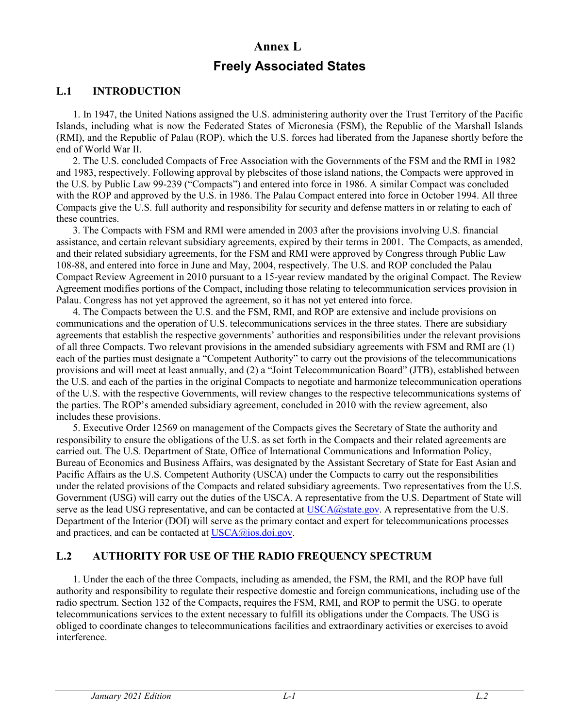# Annex L

# Freely Associated States

## L.1 INTRODUCTION

1. In 1947, the United Nations assigned the U.S. administering authority over the Trust Territory of the Pacific Islands, including what is now the Federated States of Micronesia (FSM), the Republic of the Marshall Islands (RMI), and the Republic of Palau (ROP), which the U.S. forces had liberated from the Japanese shortly before the end of World War II.

2. The U.S. concluded Compacts of Free Association with the Governments of the FSM and the RMI in 1982 and 1983, respectively. Following approval by plebscites of those island nations, the Compacts were approved in the U.S. by Public Law 99-239 ("Compacts") and entered into force in 1986. A similar Compact was concluded with the ROP and approved by the U.S. in 1986. The Palau Compact entered into force in October 1994. All three Compacts give the U.S. full authority and responsibility for security and defense matters in or relating to each of these countries.

3. The Compacts with FSM and RMI were amended in 2003 after the provisions involving U.S. financial assistance, and certain relevant subsidiary agreements, expired by their terms in 2001. The Compacts, as amended, and their related subsidiary agreements, for the FSM and RMI were approved by Congress through Public Law 108-88, and entered into force in June and May, 2004, respectively. The U.S. and ROP concluded the Palau Compact Review Agreement in 2010 pursuant to a 15-year review mandated by the original Compact. The Review Agreement modifies portions of the Compact, including those relating to telecommunication services provision in Palau. Congress has not yet approved the agreement, so it has not yet entered into force.

4. The Compacts between the U.S. and the FSM, RMI, and ROP are extensive and include provisions on communications and the operation of U.S. telecommunications services in the three states. There are subsidiary agreements that establish the respective governments' authorities and responsibilities under the relevant provisions of all three Compacts. Two relevant provisions in the amended subsidiary agreements with FSM and RMI are (1) each of the parties must designate a "Competent Authority" to carry out the provisions of the telecommunications provisions and will meet at least annually, and (2) a "Joint Telecommunication Board" (JTB), established between the U.S. and each of the parties in the original Compacts to negotiate and harmonize telecommunication operations of the U.S. with the respective Governments, will review changes to the respective telecommunications systems of the parties. The ROP's amended subsidiary agreement, concluded in 2010 with the review agreement, also includes these provisions.

5. Executive Order 12569 on management of the Compacts gives the Secretary of State the authority and responsibility to ensure the obligations of the U.S. as set forth in the Compacts and their related agreements are carried out. The U.S. Department of State, Office of International Communications and Information Policy, Bureau of Economics and Business Affairs, was designated by the Assistant Secretary of State for East Asian and Pacific Affairs as the U.S. Competent Authority (USCA) under the Compacts to carry out the responsibilities under the related provisions of the Compacts and related subsidiary agreements. Two representatives from the U.S. Government (USG) will carry out the duties of the USCA. A representative from the U.S. Department of State will serve as the lead USG representative, and can be contacted at USCA@state.gov. A representative from the U.S. Department of the Interior (DOI) will serve as the primary contact and expert for telecommunications processes and practices, and can be contacted at USCA@ios.doi.gov.

## L.2 AUTHORITY FOR USE OF THE RADIO FREQUENCY SPECTRUM

1. Under the each of the three Compacts, including as amended, the FSM, the RMI, and the ROP have full authority and responsibility to regulate their respective domestic and foreign communications, including use of the radio spectrum. Section 132 of the Compacts, requires the FSM, RMI, and ROP to permit the USG. to operate telecommunications services to the extent necessary to fulfill its obligations under the Compacts. The USG is obliged to coordinate changes to telecommunications facilities and extraordinary activities or exercises to avoid interference.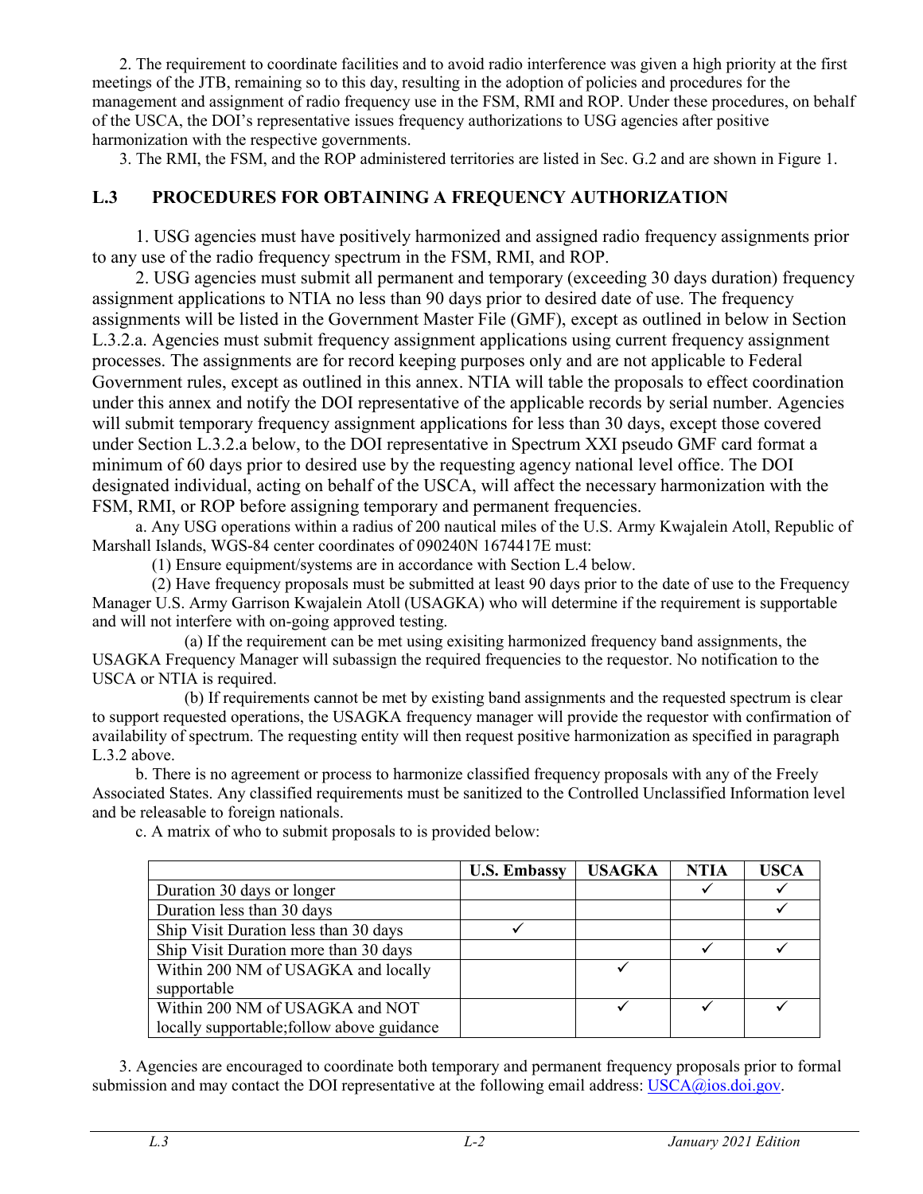2. The requirement to coordinate facilities and to avoid radio interference was given a high priority at the first meetings of the JTB, remaining so to this day, resulting in the adoption of policies and procedures for the management and assignment of radio frequency use in the FSM, RMI and ROP. Under these procedures, on behalf of the USCA, the DOI's representative issues frequency authorizations to USG agencies after positive harmonization with the respective governments.

3. The RMI, the FSM, and the ROP administered territories are listed in Sec. G.2 and are shown in Figure 1.

## L.3 PROCEDURES FOR OBTAINING A FREQUENCY AUTHORIZATION

1. USG agencies must have positively harmonized and assigned radio frequency assignments prior to any use of the radio frequency spectrum in the FSM, RMI, and ROP.

2. USG agencies must submit all permanent and temporary (exceeding 30 days duration) frequency assignment applications to NTIA no less than 90 days prior to desired date of use. The frequency assignments will be listed in the Government Master File (GMF), except as outlined in below in Section L.3.2.a. Agencies must submit frequency assignment applications using current frequency assignment processes. The assignments are for record keeping purposes only and are not applicable to Federal Government rules, except as outlined in this annex. NTIA will table the proposals to effect coordination under this annex and notify the DOI representative of the applicable records by serial number. Agencies will submit temporary frequency assignment applications for less than 30 days, except those covered under Section L.3.2.a below, to the DOI representative in Spectrum XXI pseudo GMF card format a minimum of 60 days prior to desired use by the requesting agency national level office. The DOI designated individual, acting on behalf of the USCA, will affect the necessary harmonization with the FSM, RMI, or ROP before assigning temporary and permanent frequencies.

a. Any USG operations within a radius of 200 nautical miles of the U.S. Army Kwajalein Atoll, Republic of Marshall Islands, WGS-84 center coordinates of 090240N 1674417E must:

(1) Ensure equipment/systems are in accordance with Section L.4 below.

(2) Have frequency proposals must be submitted at least 90 days prior to the date of use to the Frequency Manager U.S. Army Garrison Kwajalein Atoll (USAGKA) who will determine if the requirement is supportable and will not interfere with on-going approved testing.

(a) If the requirement can be met using exisiting harmonized frequency band assignments, the USAGKA Frequency Manager will subassign the required frequencies to the requestor. No notification to the USCA or NTIA is required.

(b) If requirements cannot be met by existing band assignments and the requested spectrum is clear to support requested operations, the USAGKA frequency manager will provide the requestor with confirmation of availability of spectrum. The requesting entity will then request positive harmonization as specified in paragraph L.3.2 above.

b. There is no agreement or process to harmonize classified frequency proposals with any of the Freely Associated States. Any classified requirements must be sanitized to the Controlled Unclassified Information level and be releasable to foreign nationals.

c. A matrix of who to submit proposals to is provided below:

| | U.S. Embassy | USAGKA | NTIA | USCA |
|---|---|---|---|---|
| Duration 30 days or longer | | | ✓ | ✓ |
| Duration less than 30 days | | | | ✓ |
| Ship Visit Duration less than 30 days | ✓ | | | |
| Ship Visit Duration more than 30 days | | | ✓ | ✓ |
| Within 200 NM of USAGKA and locally supportable | | ✓ | | |
| Within 200 NM of USAGKA and NOT locally supportable;follow above guidance | | ✓ | ✓ | ✓ |

3. Agencies are encouraged to coordinate both temporary and permanent frequency proposals prior to formal submission and may contact the DOI representative at the following email address: USCA@ios.doi.gov.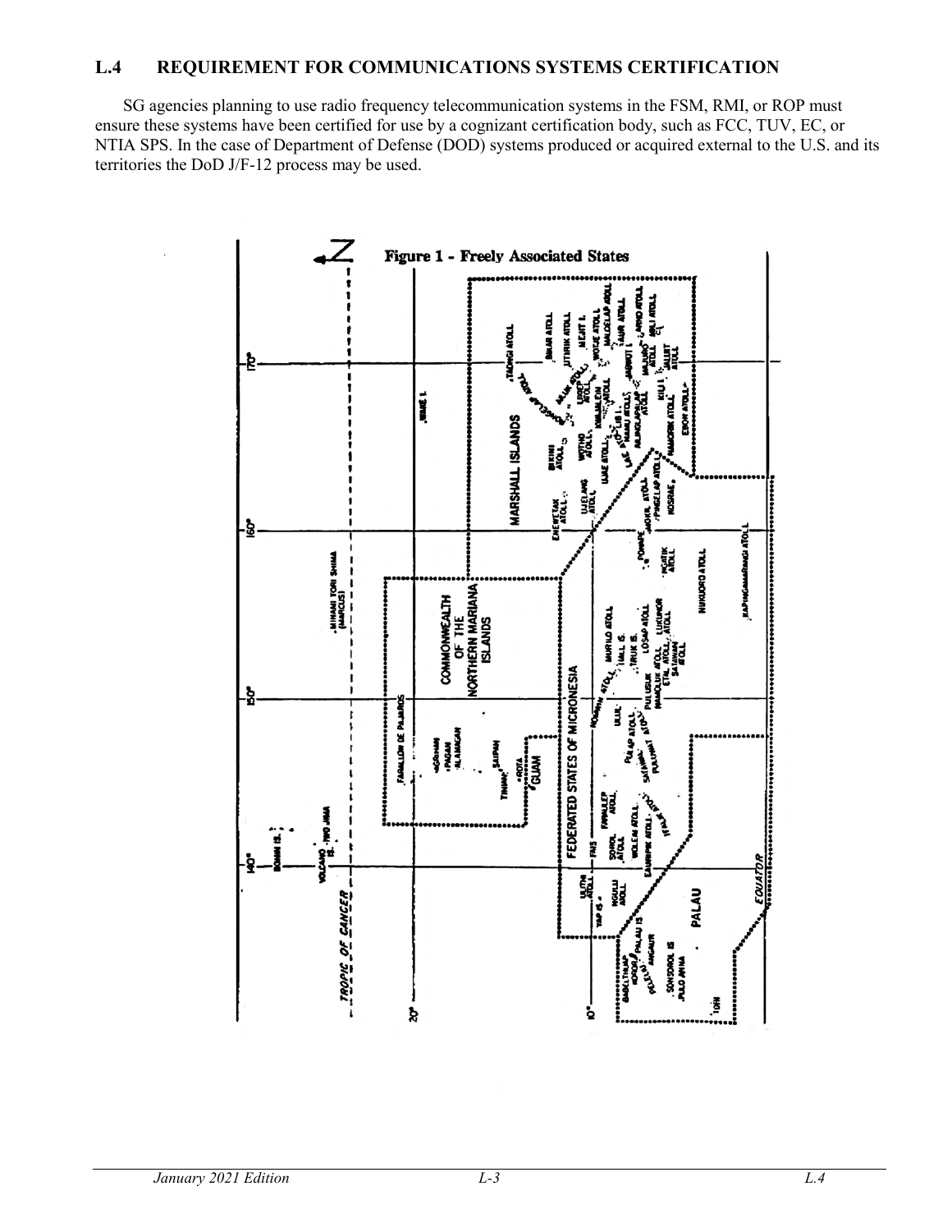## L.4 REQUIREMENT FOR COMMUNICATIONS SYSTEMS CERTIFICATION

SG agencies planning to use radio frequency telecommunication systems in the FSM, RMI, or ROP must ensure these systems have been certified for use by a cognizant certification body, such as FCC, TUV, EC, or NTIA SPS. In the case of Department of Defense (DOD) systems produced or acquired external to the U.S. and its territories the DoD J/F-12 process may be used.

Figure 1 - Freely Associated States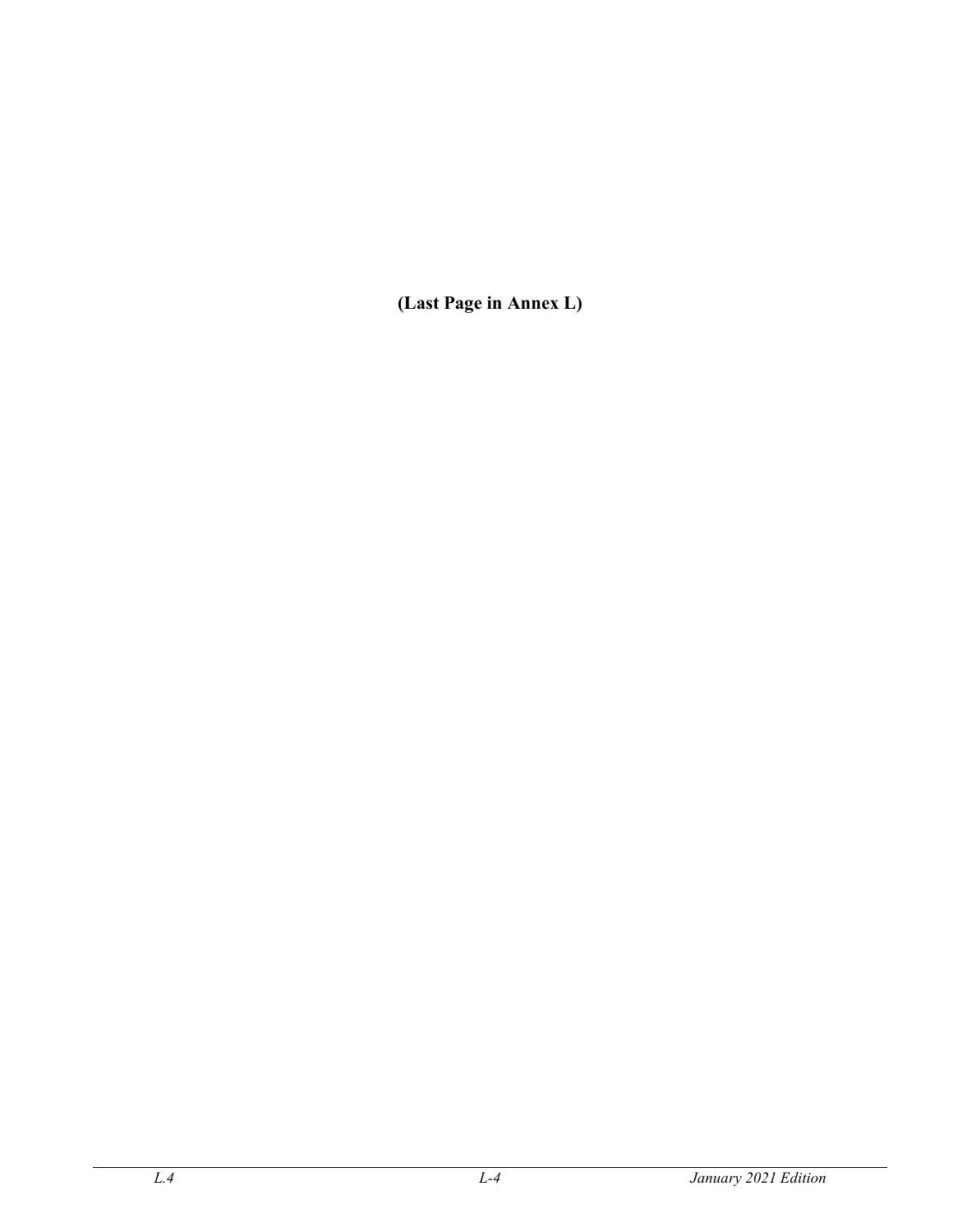**(Last Page in Annex L)**